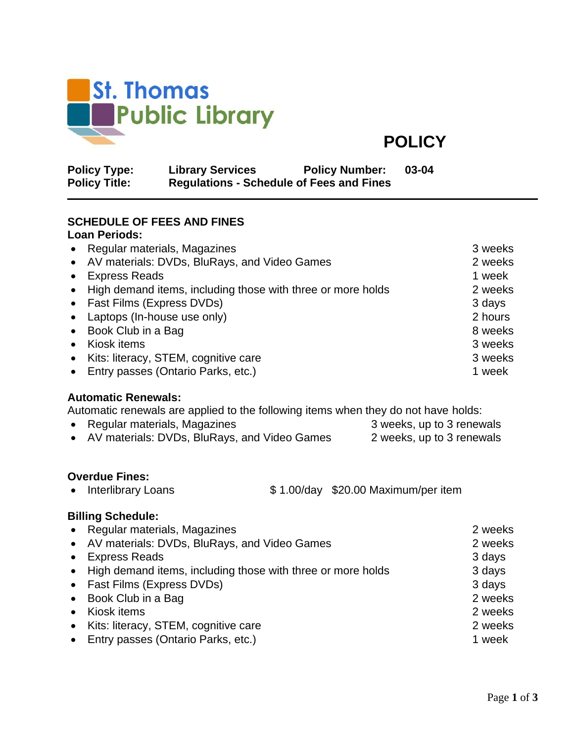St. Thomas Public Library

# POLICY

**Policy Type:** **Library Services** **Policy Number:** **03-04**
**Policy Title:** **Regulations - Schedule of Fees and Fines**

---

## SCHEDULE OF FEES AND FINES

**Loan Periods:**

| Item | Loan Period |
|---|---|
| Regular materials, Magazines | 3 weeks |
| AV materials: DVDs, BluRays, and Video Games | 2 weeks |
| Express Reads | 1 week |
| High demand items, including those with three or more holds | 2 weeks |
| Fast Films (Express DVDs) | 3 days |
| Laptops (In-house use only) | 2 hours |
| Book Club in a Bag | 8 weeks |
| Kiosk items | 3 weeks |
| Kits: literacy, STEM, cognitive care | 3 weeks |
| Entry passes (Ontario Parks, etc.) | 1 week |

**Automatic Renewals:**

Automatic renewals are applied to the following items when they do not have holds:

| Item | Renewal |
|---|---|
| Regular materials, Magazines | 3 weeks, up to 3 renewals |
| AV materials: DVDs, BluRays, and Video Games | 2 weeks, up to 3 renewals |

**Overdue Fines:**

| Item | Fine | Maximum |
|---|---|---|
| Interlibrary Loans | $ 1.00/day | $20.00 Maximum/per item |

**Billing Schedule:**

| Item | Billing |
|---|---|
| Regular materials, Magazines | 2 weeks |
| AV materials: DVDs, BluRays, and Video Games | 2 weeks |
| Express Reads | 3 days |
| High demand items, including those with three or more holds | 3 days |
| Fast Films (Express DVDs) | 3 days |
| Book Club in a Bag | 2 weeks |
| Kiosk items | 2 weeks |
| Kits: literacy, STEM, cognitive care | 2 weeks |
| Entry passes (Ontario Parks, etc.) | 1 week |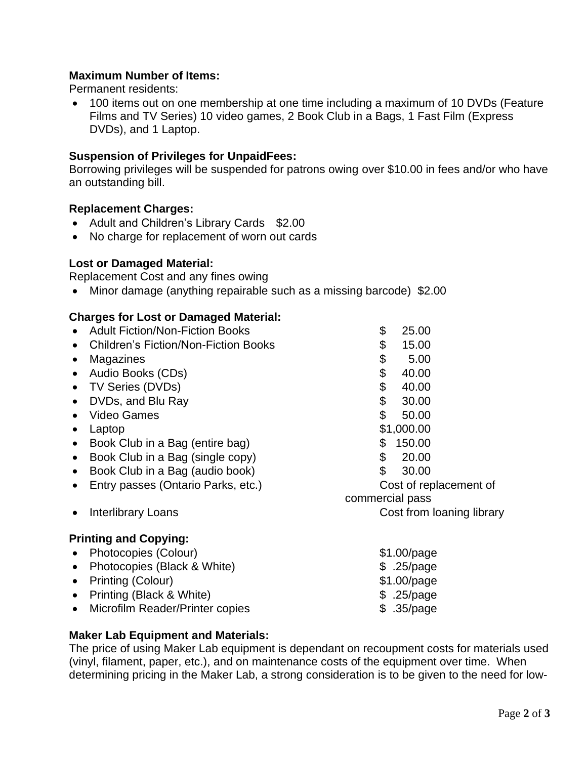**Maximum Number of Items:**
Permanent residents:

- 100 items out on one membership at one time including a maximum of 10 DVDs (Feature Films and TV Series) 10 video games, 2 Book Club in a Bags, 1 Fast Film (Express DVDs), and 1 Laptop.

**Suspension of Privileges for UnpaidFees:**
Borrowing privileges will be suspended for patrons owing over $10.00 in fees and/or who have an outstanding bill.

**Replacement Charges:**

- Adult and Children's Library Cards $2.00
- No charge for replacement of worn out cards

**Lost or Damaged Material:**
Replacement Cost and any fines owing

- Minor damage (anything repairable such as a missing barcode) $2.00

**Charges for Lost or Damaged Material:**

- Adult Fiction/Non-Fiction Books $ 25.00
- Children's Fiction/Non-Fiction Books $ 15.00
- Magazines $ 5.00
- Audio Books (CDs) $ 40.00
- TV Series (DVDs) $ 40.00
- DVDs, and Blu Ray $ 30.00
- Video Games $ 50.00
- Laptop $1,000.00
- Book Club in a Bag (entire bag) $ 150.00
- Book Club in a Bag (single copy) $ 20.00
- Book Club in a Bag (audio book) $ 30.00
- Entry passes (Ontario Parks, etc.) Cost of replacement of commercial pass
- Interlibrary Loans Cost from loaning library

**Printing and Copying:**

- Photocopies (Colour) $1.00/page
- Photocopies (Black & White) $ .25/page
- Printing (Colour) $1.00/page
- Printing (Black & White) $ .25/page
- Microfilm Reader/Printer copies $ .35/page

**Maker Lab Equipment and Materials:**
The price of using Maker Lab equipment is dependant on recoupment costs for materials used (vinyl, filament, paper, etc.), and on maintenance costs of the equipment over time. When determining pricing in the Maker Lab, a strong consideration is to be given to the need for low-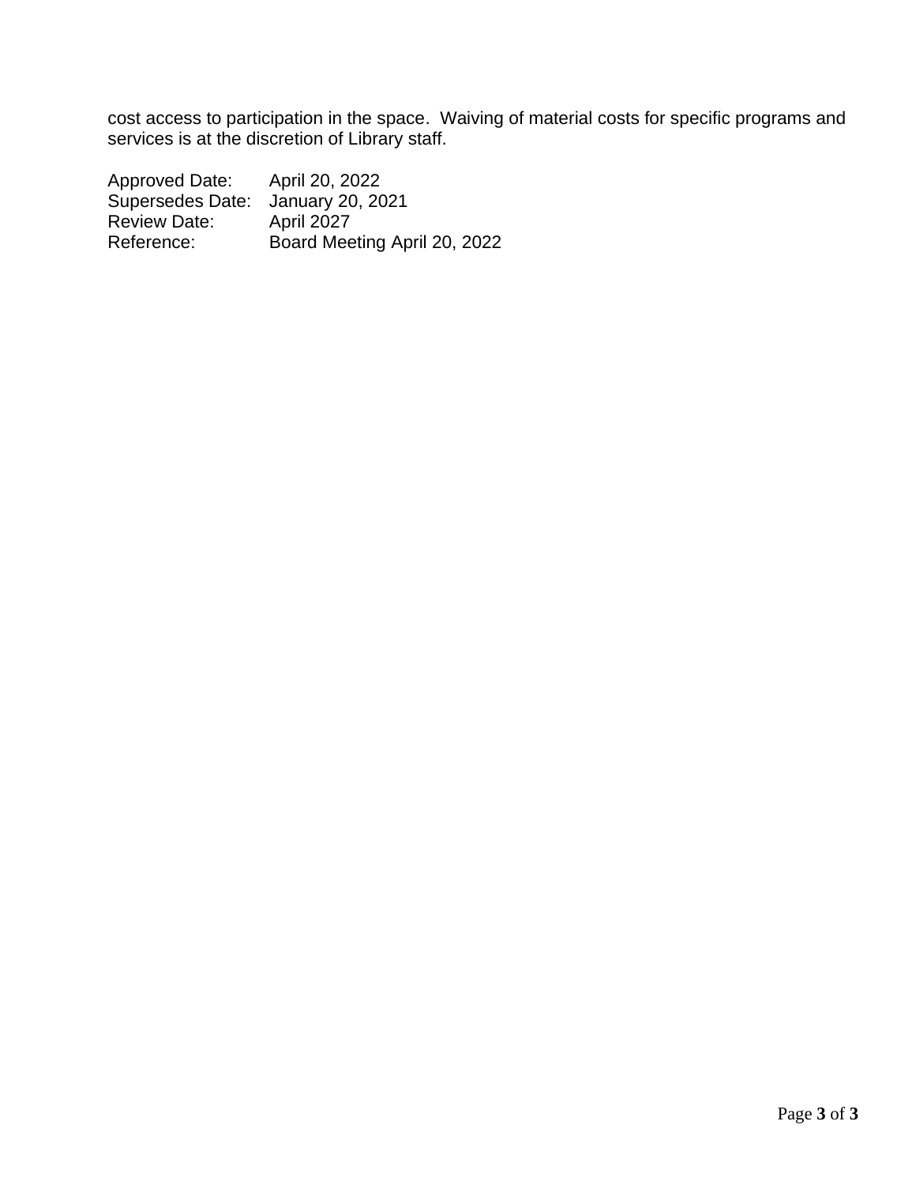cost access to participation in the space. Waiving of material costs for specific programs and services is at the discretion of Library staff.

| | |
|---|---|
| Approved Date: | April 20, 2022 |
| Supersedes Date: | January 20, 2021 |
| Review Date: | April 2027 |
| Reference: | Board Meeting April 20, 2022 |